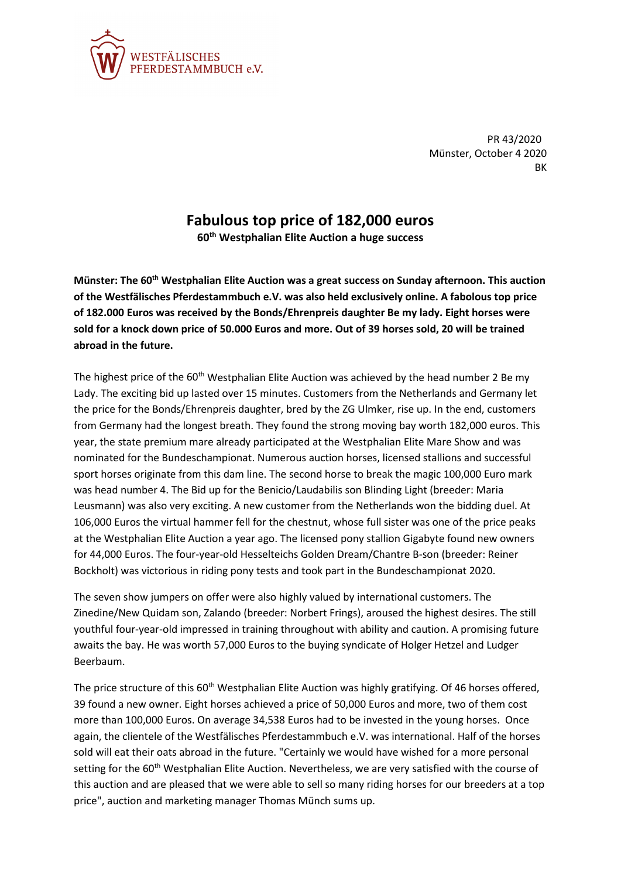WESTFÄLISCHES PFERDESTAMMBUCH e.V.

PR 43/2020
Münster, October 4 2020
BK

# Fabulous top price of 182,000 euros

**60th Westphalian Elite Auction a huge success**

**Münster: The 60th Westphalian Elite Auction was a great success on Sunday afternoon. This auction of the Westfälisches Pferdestammbuch e.V. was also held exclusively online. A fabolous top price of 182.000 Euros was received by the Bonds/Ehrenpreis daughter Be my lady. Eight horses were sold for a knock down price of 50.000 Euros and more. Out of 39 horses sold, 20 will be trained abroad in the future.**

The highest price of the 60th Westphalian Elite Auction was achieved by the head number 2 Be my Lady. The exciting bid up lasted over 15 minutes. Customers from the Netherlands and Germany let the price for the Bonds/Ehrenpreis daughter, bred by the ZG Ulmker, rise up. In the end, customers from Germany had the longest breath. They found the strong moving bay worth 182,000 euros. This year, the state premium mare already participated at the Westphalian Elite Mare Show and was nominated for the Bundeschampionat. Numerous auction horses, licensed stallions and successful sport horses originate from this dam line. The second horse to break the magic 100,000 Euro mark was head number 4. The Bid up for the Benicio/Laudabilis son Blinding Light (breeder: Maria Leusmann) was also very exciting. A new customer from the Netherlands won the bidding duel. At 106,000 Euros the virtual hammer fell for the chestnut, whose full sister was one of the price peaks at the Westphalian Elite Auction a year ago. The licensed pony stallion Gigabyte found new owners for 44,000 Euros. The four-year-old Hesselteichs Golden Dream/Chantre B-son (breeder: Reiner Bockholt) was victorious in riding pony tests and took part in the Bundeschampionat 2020.

The seven show jumpers on offer were also highly valued by international customers. The Zinedine/New Quidam son, Zalando (breeder: Norbert Frings), aroused the highest desires. The still youthful four-year-old impressed in training throughout with ability and caution. A promising future awaits the bay. He was worth 57,000 Euros to the buying syndicate of Holger Hetzel and Ludger Beerbaum.

The price structure of this 60th Westphalian Elite Auction was highly gratifying. Of 46 horses offered, 39 found a new owner. Eight horses achieved a price of 50,000 Euros and more, two of them cost more than 100,000 Euros. On average 34,538 Euros had to be invested in the young horses. Once again, the clientele of the Westfälisches Pferdestammbuch e.V. was international. Half of the horses sold will eat their oats abroad in the future. "Certainly we would have wished for a more personal setting for the 60th Westphalian Elite Auction. Nevertheless, we are very satisfied with the course of this auction and are pleased that we were able to sell so many riding horses for our breeders at a top price", auction and marketing manager Thomas Münch sums up.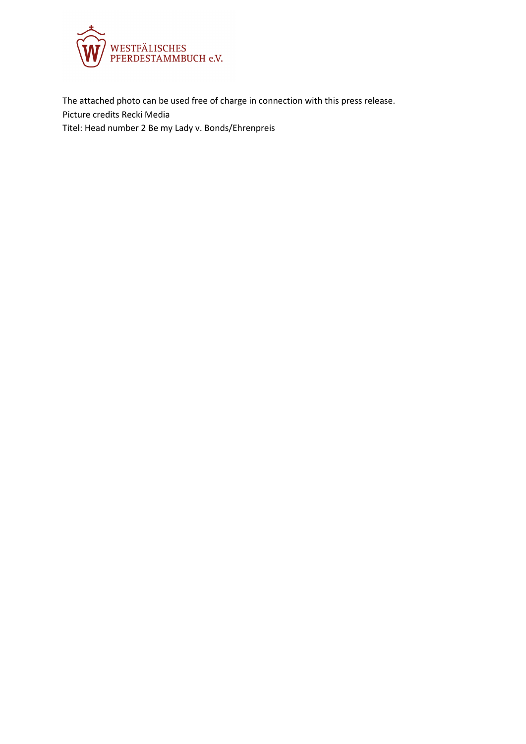WESTFÄLISCHES
PFERDESTAMMBUCH e.V.

The attached photo can be used free of charge in connection with this press release.
Picture credits Recki Media
Titel: Head number 2 Be my Lady v. Bonds/Ehrenpreis